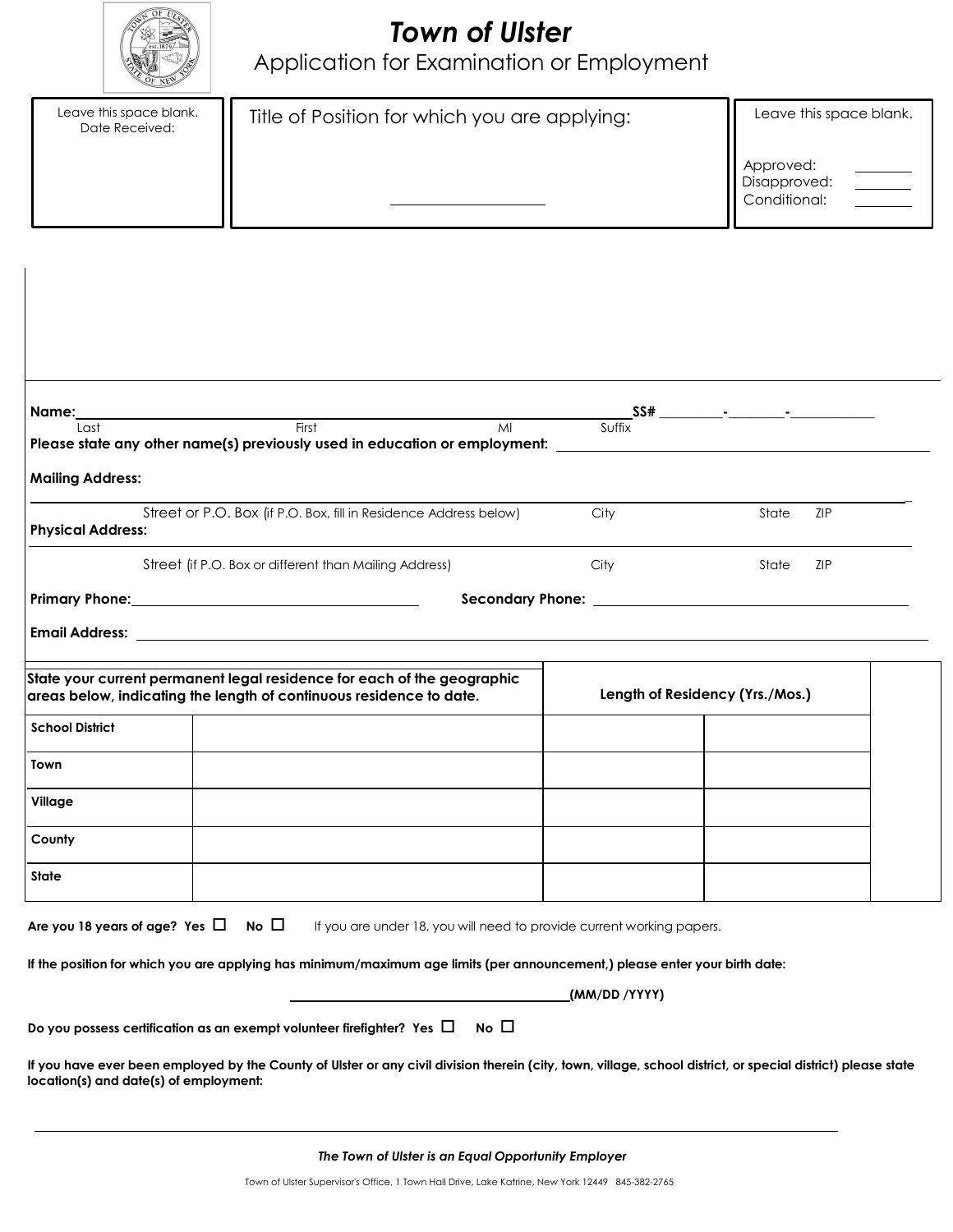# Town of Ulster

## Application for Examination or Employment

| Leave this space blank. Date Received: | Title of Position for which you are applying: ____________________ | Leave this space blank. Approved: ______ Disapproved: ______ Conditional: ______ |
|---|---|---|

**Name:**______________________________________________ **SS#** _______-_______-__________
Last First MI Suffix

**Please state any other name(s) previously used in education or employment:** ______________________________

**Mailing Address:**

______________________________________________________________________________
Street or P.O. Box (if P.O. Box, fill in Residence Address below) City State ZIP

**Physical Address:**

______________________________________________________________________________
Street (if P.O. Box or different than Mailing Address) City State ZIP

**Primary Phone:**______________________________ **Secondary Phone:** ______________________________

**Email Address:** ______________________________________________________________________________

| State your current permanent legal residence for each of the geographic areas below, indicating the length of continuous residence to date. | | Length of Residency (Yrs./Mos.) | |
|---|---|---|---|
| **School District** | | | |
| **Town** | | | |
| **Village** | | | |
| **County** | | | |
| **State** | | | |

**Are you 18 years of age? Yes** ☐ **No** ☐ If you are under 18, you will need to provide current working papers.

**If the position for which you are applying has minimum/maximum age limits (per announcement,) please enter your birth date:**

______________________________**(MM/DD /YYYY)**

**Do you possess certification as an exempt volunteer firefighter? Yes** ☐ **No** ☐

**If you have ever been employed by the County of Ulster or any civil division therein (city, town, village, school district, or special district) please state location(s) and date(s) of employment:**

______________________________________________________________________________

***The Town of Ulster is an Equal Opportunity Employer***

Town of Ulster Supervisor's Office, 1 Town Hall Drive, Lake Katrine, New York 12449 845-382-2765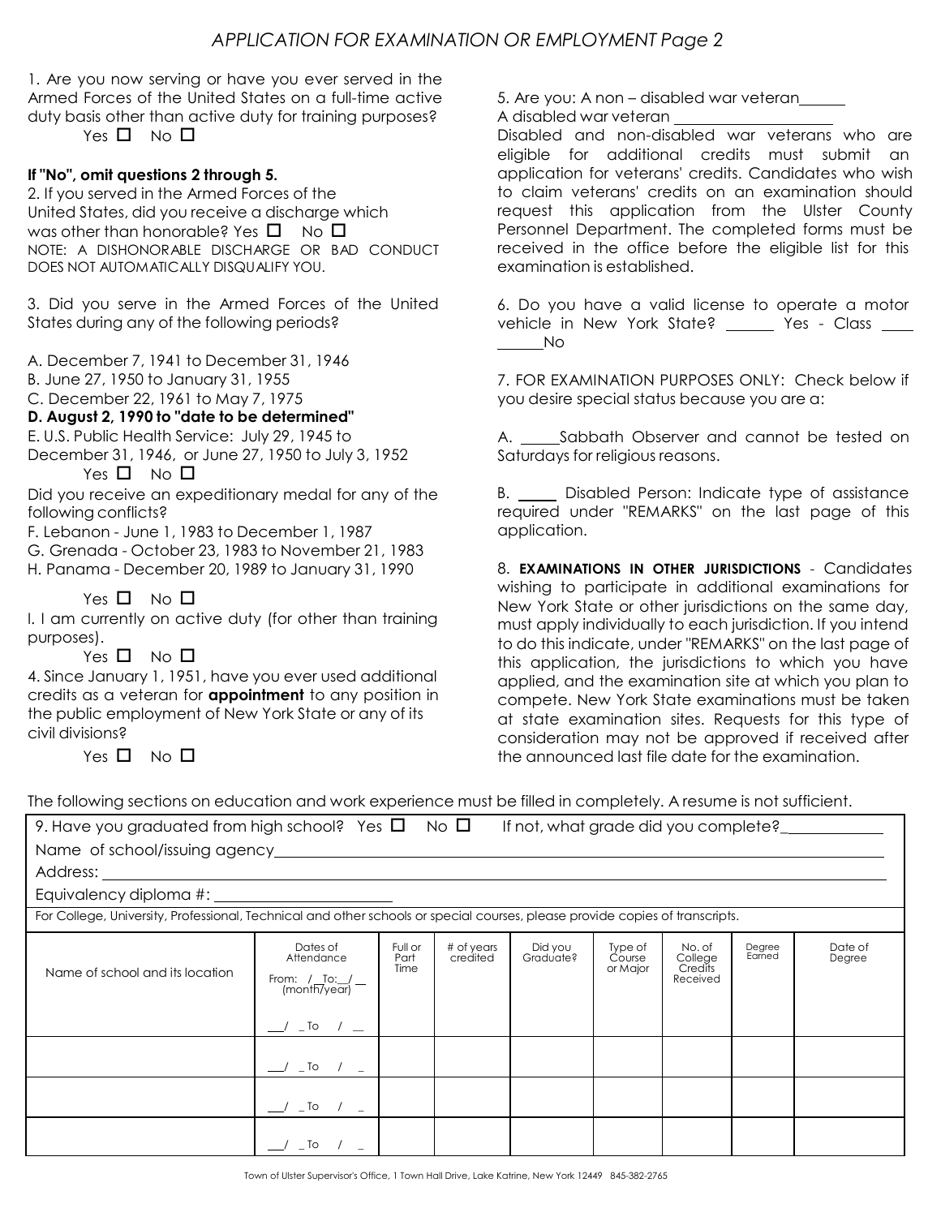## APPLICATION FOR EXAMINATION OR EMPLOYMENT Page 2

1. Are you now serving or have you ever served in the Armed Forces of the United States on a full-time active duty basis other than active duty for training purposes?
   Yes ☐ No ☐

**If "No", omit questions 2 through 5.**

2. If you served in the Armed Forces of the United States, did you receive a discharge which was other than honorable? Yes ☐ No ☐
NOTE: A DISHONORABLE DISCHARGE OR BAD CONDUCT DOES NOT AUTOMATICALLY DISQUALIFY YOU.

3. Did you serve in the Armed Forces of the United States during any of the following periods?

A. December 7, 1941 to December 31, 1946
B. June 27, 1950 to January 31, 1955
C. December 22, 1961 to May 7, 1975
**D. August 2, 1990 to "date to be determined"**
E. U.S. Public Health Service: July 29, 1945 to December 31, 1946, or June 27, 1950 to July 3, 1952
   Yes ☐ No ☐

Did you receive an expeditionary medal for any of the following conflicts?
F. Lebanon - June 1, 1983 to December 1, 1987
G. Grenada - October 23, 1983 to November 21, 1983
H. Panama - December 20, 1989 to January 31, 1990

   Yes ☐ No ☐

I. I am currently on active duty (for other than training purposes).
   Yes ☐ No ☐

4. Since January 1, 1951, have you ever used additional credits as a veteran for **appointment** to any position in the public employment of New York State or any of its civil divisions?
   Yes ☐ No ☐

5. Are you: A non – disabled war veteran______
A disabled war veteran ____________________
Disabled and non-disabled war veterans who are eligible for additional credits must submit an application for veterans' credits. Candidates who wish to claim veterans' credits on an examination should request this application from the Ulster County Personnel Department. The completed forms must be received in the office before the eligible list for this examination is established.

6. Do you have a valid license to operate a motor vehicle in New York State? ______ Yes - Class ____ ______No

7. FOR EXAMINATION PURPOSES ONLY: Check below if you desire special status because you are a:

A. _____Sabbath Observer and cannot be tested on Saturdays for religious reasons.

B. _____ Disabled Person: Indicate type of assistance required under "REMARKS" on the last page of this application.

8. **EXAMINATIONS IN OTHER JURISDICTIONS** - Candidates wishing to participate in additional examinations for New York State or other jurisdictions on the same day, must apply individually to each jurisdiction. If you intend to do this indicate, under "REMARKS" on the last page of this application, the jurisdictions to which you have applied, and the examination site at which you plan to compete. New York State examinations must be taken at state examination sites. Requests for this type of consideration may not be approved if received after the announced last file date for the examination.

The following sections on education and work experience must be filled in completely. A resume is not sufficient.

9. Have you graduated from high school? Yes ☐ No ☐ If not, what grade did you complete?____________
Name of school/issuing agency_______________________________
Address: _______________________________
Equivalency diploma #: ______________________

For College, University, Professional, Technical and other schools or special courses, please provide copies of transcripts.

| Name of school and its location | Dates of Attendance From: / To: / (month/year) | Full or Part Time | # of years credited | Did you Graduate? | Type of Course or Major | No. of College Credits Received | Degree Earned | Date of Degree |
|---|---|---|---|---|---|---|---|---|
| | __/ _ To / __ | | | | | | | |
| | __/ _ To / _ | | | | | | | |
| | __/ _ To / _ | | | | | | | |
| | __/ _ To / _ | | | | | | | |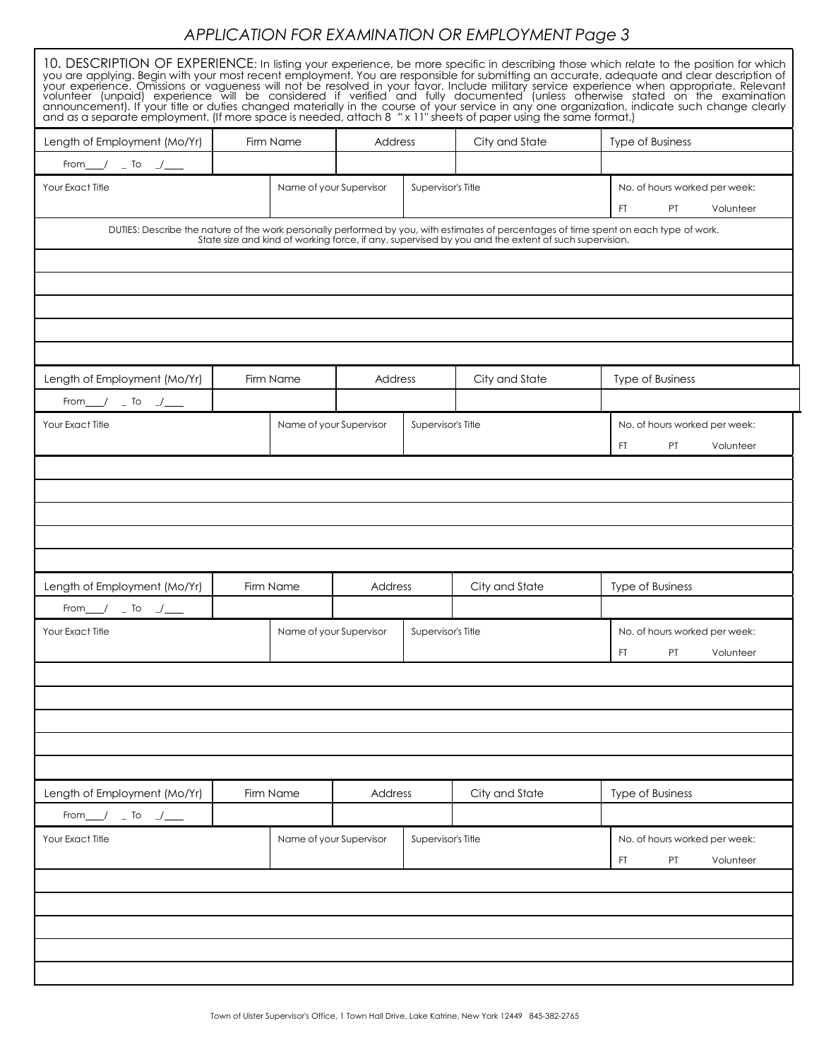# APPLICATION FOR EXAMINATION OR EMPLOYMENT Page 3

10. DESCRIPTION OF EXPERIENCE: In listing your experience, be more specific in describing those which relate to the position for which you are applying. Begin with your most recent employment. You are responsible for submitting an accurate, adequate and clear description of your experience. Omissions or vagueness will not be resolved in your favor. Include military service experience when appropriate. Relevant volunteer (unpaid) experience will be considered if verified and fully documented (unless otherwise stated on the examination announcement). If your title or duties changed materially in the course of your service in any one organization, indicate such change clearly and as a separate employment. (If more space is needed, attach 8 ½" x 11" sheets of paper using the same format.)

| Length of Employment (Mo/Yr) | Firm Name | Address | City and State | Type of Business |
|---|---|---|---|---|
| From\_\_\_/ \_ To \_/\_\_\_ | | | | |

| Your Exact Title | Name of your Supervisor | Supervisor's Title | No. of hours worked per week: FT PT Volunteer |
|---|---|---|---|
| | | | |

DUTIES: Describe the nature of the work personally performed by you, with estimates of percentages of time spent on each type of work. State size and kind of working force, if any, supervised by you and the extent of such supervision.

| |
|---|
| |
| |
| |
| |
| |

| Length of Employment (Mo/Yr) | Firm Name | Address | City and State | Type of Business |
|---|---|---|---|---|
| From\_\_\_/ \_ To \_/\_\_\_ | | | | |

| Your Exact Title | Name of your Supervisor | Supervisor's Title | No. of hours worked per week: FT PT Volunteer |
|---|---|---|---|
| | | | |

| |
|---|
| |
| |
| |
| |
| |

| Length of Employment (Mo/Yr) | Firm Name | Address | City and State | Type of Business |
|---|---|---|---|---|
| From\_\_\_/ \_ To \_/\_\_\_ | | | | |

| Your Exact Title | Name of your Supervisor | Supervisor's Title | No. of hours worked per week: FT PT Volunteer |
|---|---|---|---|
| | | | |

| |
|---|
| |
| |
| |
| |
| |

| Length of Employment (Mo/Yr) | Firm Name | Address | City and State | Type of Business |
|---|---|---|---|---|
| From\_\_\_/ \_ To \_/\_\_\_ | | | | |

| Your Exact Title | Name of your Supervisor | Supervisor's Title | No. of hours worked per week: FT PT Volunteer |
|---|---|---|---|
| | | | |

| |
|---|
| |
| |
| |
| |
| |

Town of Ulster Supervisor's Office, 1 Town Hall Drive, Lake Katrine, New York 12449 845-382-2765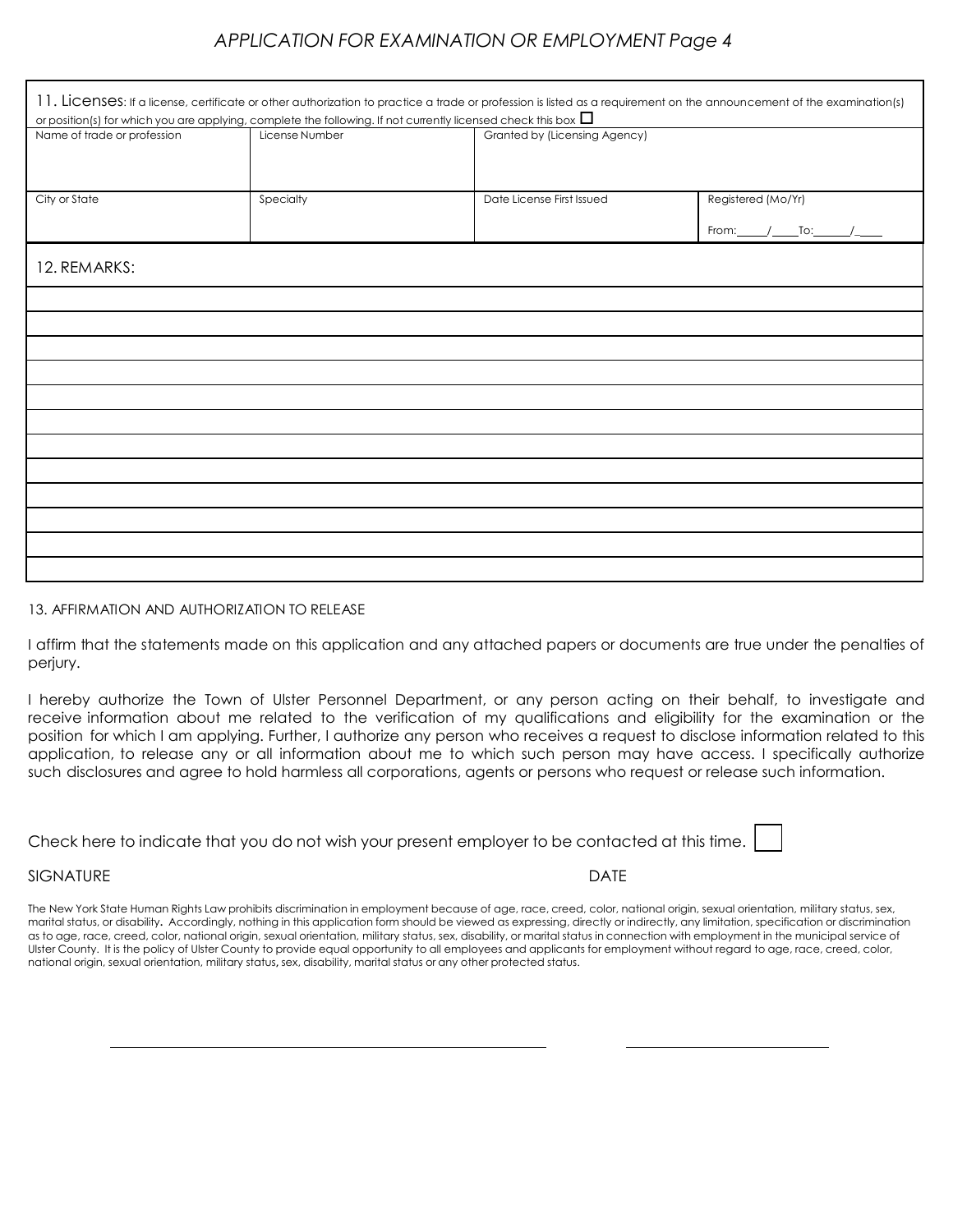## APPLICATION FOR EXAMINATION OR EMPLOYMENT Page 4

**11. Licenses**: If a license, certificate or other authorization to practice a trade or profession is listed as a requirement on the announcement of the examination(s) or position(s) for which you are applying, complete the following. If not currently licensed check this box ☐

| Name of trade or profession | License Number | Granted by (Licensing Agency) | |
|---|---|---|---|
| | | | |
| City or State | Specialty | Date License First Issued | Registered (Mo/Yr) From:\_\_\_\_/\_\_\_\_To:\_\_\_\_/\_\_\_\_ |

**12. REMARKS:**

| |
|---|
| |
| |
| |
| |
| |
| |
| |
| |
| |
| |
| |
| |

13. AFFIRMATION AND AUTHORIZATION TO RELEASE

I affirm that the statements made on this application and any attached papers or documents are true under the penalties of perjury.

I hereby authorize the Town of Ulster Personnel Department, or any person acting on their behalf, to investigate and receive information about me related to the verification of my qualifications and eligibility for the examination or the position for which I am applying. Further, I authorize any person who receives a request to disclose information related to this application, to release any or all information about me to which such person may have access. I specifically authorize such disclosures and agree to hold harmless all corporations, agents or persons who request or release such information.

Check here to indicate that you do not wish your present employer to be contacted at this time. ☐

SIGNATURE \_\_\_\_\_\_\_\_\_\_\_\_\_\_\_\_\_\_\_\_\_\_\_\_\_\_\_\_\_\_ DATE \_\_\_\_\_\_\_\_\_\_\_\_\_\_\_\_

The New York State Human Rights Law prohibits discrimination in employment because of age, race, creed, color, national origin, sexual orientation, military status, sex, marital status, or disability. Accordingly, nothing in this application form should be viewed as expressing, directly or indirectly, any limitation, specification or discrimination as to age, race, creed, color, national origin, sexual orientation, military status, sex, disability, or marital status in connection with employment in the municipal service of Ulster County. It is the policy of Ulster County to provide equal opportunity to all employees and applicants for employment without regard to age, race, creed, color, national origin, sexual orientation, military status, sex, disability, marital status or any other protected status.